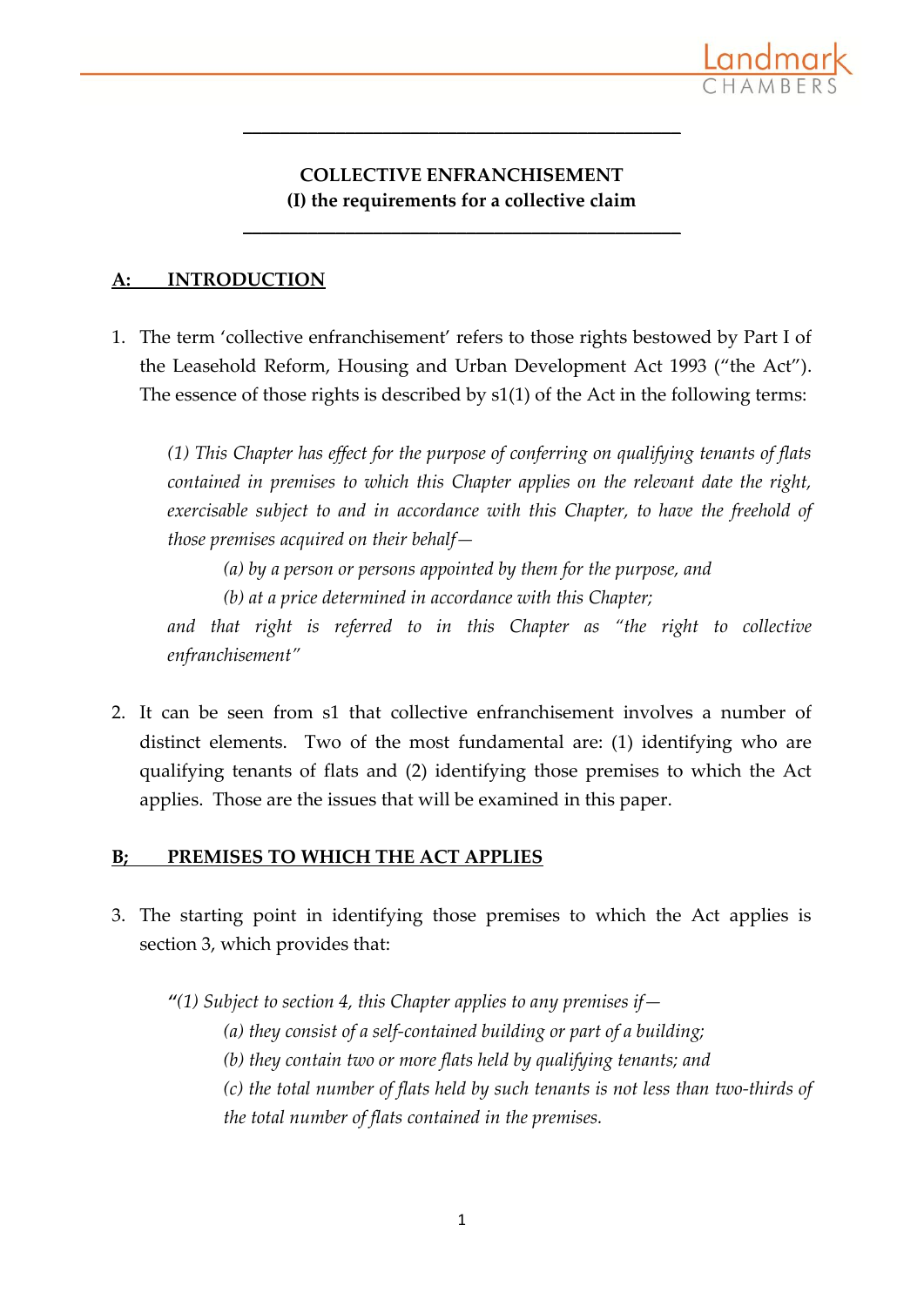# COLLECTIVE ENFRANCHISEMENT
## (I) the requirements for a collective claim

## A: INTRODUCTION

1. The term 'collective enfranchisement' refers to those rights bestowed by Part I of the Leasehold Reform, Housing and Urban Development Act 1993 ("the Act"). The essence of those rights is described by s1(1) of the Act in the following terms:

   *(1) This Chapter has effect for the purpose of conferring on qualifying tenants of flats contained in premises to which this Chapter applies on the relevant date the right, exercisable subject to and in accordance with this Chapter, to have the freehold of those premises acquired on their behalf—*

   *(a) by a person or persons appointed by them for the purpose, and*

   *(b) at a price determined in accordance with this Chapter;*

   *and that right is referred to in this Chapter as "the right to collective enfranchisement"*

2. It can be seen from s1 that collective enfranchisement involves a number of distinct elements. Two of the most fundamental are: (1) identifying who are qualifying tenants of flats and (2) identifying those premises to which the Act applies. Those are the issues that will be examined in this paper.

## B; PREMISES TO WHICH THE ACT APPLIES

3. The starting point in identifying those premises to which the Act applies is section 3, which provides that:

   *"(1) Subject to section 4, this Chapter applies to any premises if—*

   *(a) they consist of a self-contained building or part of a building;*

   *(b) they contain two or more flats held by qualifying tenants; and*

   *(c) the total number of flats held by such tenants is not less than two-thirds of the total number of flats contained in the premises.*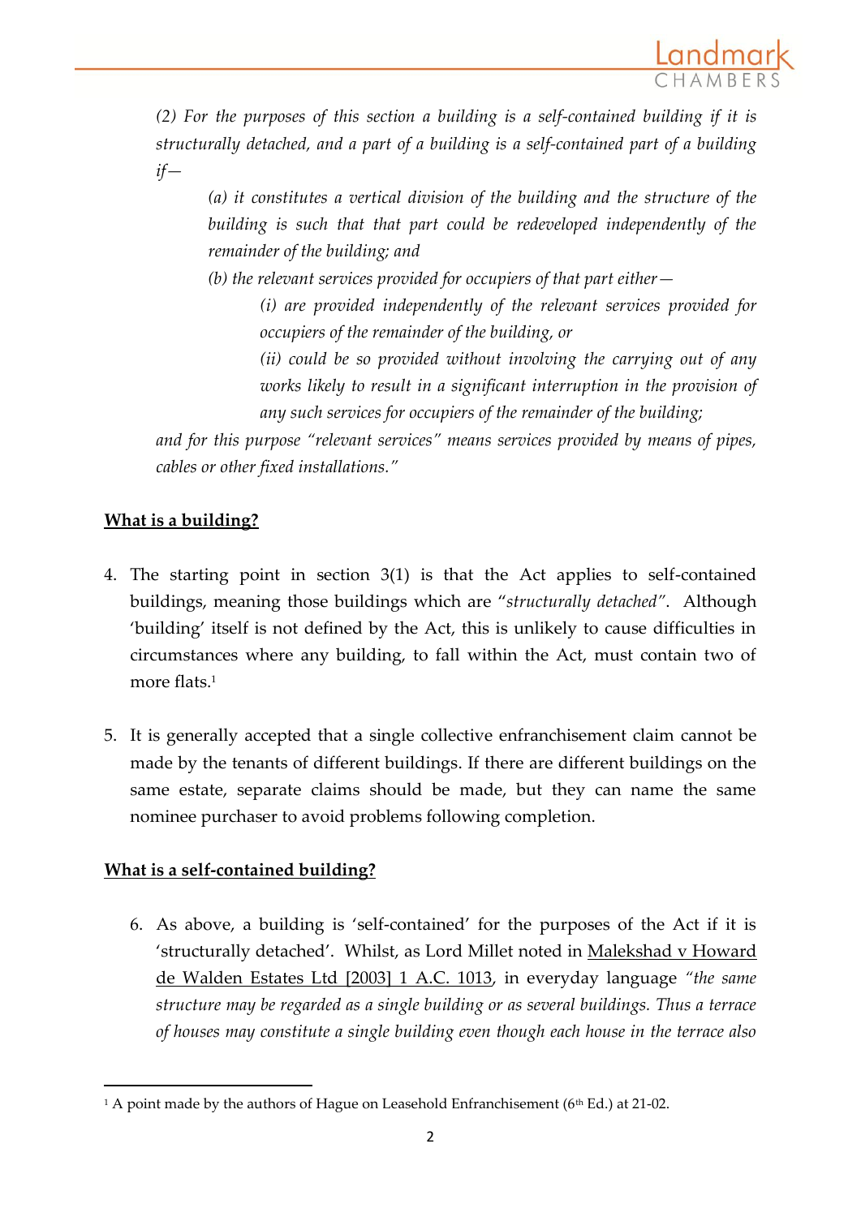*(2) For the purposes of this section a building is a self-contained building if it is structurally detached, and a part of a building is a self-contained part of a building if—*

> *(a) it constitutes a vertical division of the building and the structure of the building is such that that part could be redeveloped independently of the remainder of the building; and*
>
> *(b) the relevant services provided for occupiers of that part either—*
>
> > *(i) are provided independently of the relevant services provided for occupiers of the remainder of the building, or*
> >
> > *(ii) could be so provided without involving the carrying out of any works likely to result in a significant interruption in the provision of any such services for occupiers of the remainder of the building;*

*and for this purpose "relevant services" means services provided by means of pipes, cables or other fixed installations."*

## What is a building?

4. The starting point in section 3(1) is that the Act applies to self-contained buildings, meaning those buildings which are "*structurally detached"*. Although 'building' itself is not defined by the Act, this is unlikely to cause difficulties in circumstances where any building, to fall within the Act, must contain two of more flats.[1]

5. It is generally accepted that a single collective enfranchisement claim cannot be made by the tenants of different buildings. If there are different buildings on the same estate, separate claims should be made, but they can name the same nominee purchaser to avoid problems following completion.

## What is a self-contained building?

6. As above, a building is 'self-contained' for the purposes of the Act if it is 'structurally detached'. Whilst, as Lord Millet noted in Malekshad v Howard de Walden Estates Ltd [2003] 1 A.C. 1013, in everyday language *"the same structure may be regarded as a single building or as several buildings. Thus a terrace of houses may constitute a single building even though each house in the terrace also*

---

[1] A point made by the authors of Hague on Leasehold Enfranchisement (6th Ed.) at 21-02.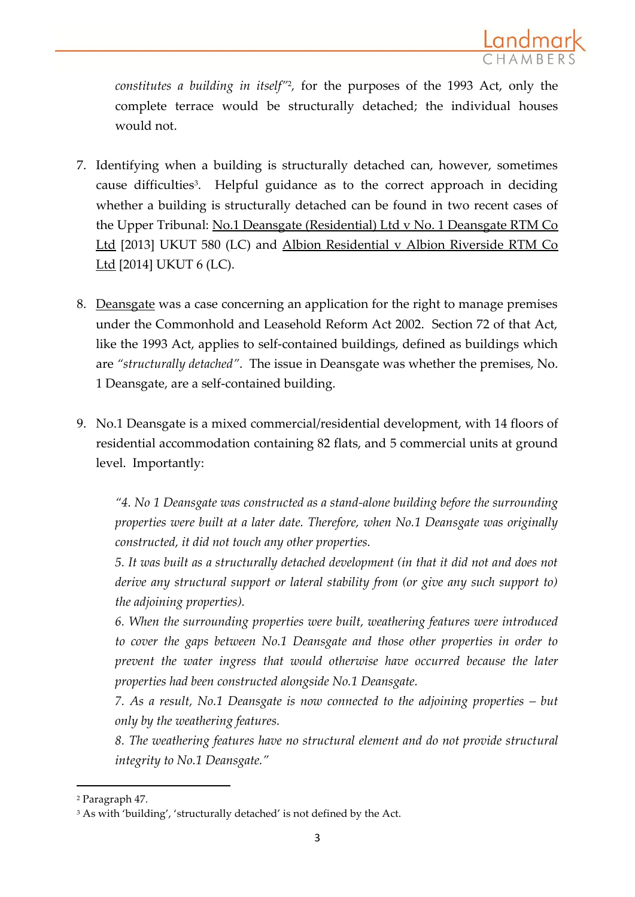*constitutes a building in itself"*[2], for the purposes of the 1993 Act, only the complete terrace would be structurally detached; the individual houses would not.

7. Identifying when a building is structurally detached can, however, sometimes cause difficulties[3]. Helpful guidance as to the correct approach in deciding whether a building is structurally detached can be found in two recent cases of the Upper Tribunal: No.1 Deansgate (Residential) Ltd v No. 1 Deansgate RTM Co Ltd [2013] UKUT 580 (LC) and Albion Residential v Albion Riverside RTM Co Ltd [2014] UKUT 6 (LC).

8. Deansgate was a case concerning an application for the right to manage premises under the Commonhold and Leasehold Reform Act 2002. Section 72 of that Act, like the 1993 Act, applies to self-contained buildings, defined as buildings which are *"structurally detached"*. The issue in Deansgate was whether the premises, No. 1 Deansgate, are a self-contained building.

9. No.1 Deansgate is a mixed commercial/residential development, with 14 floors of residential accommodation containing 82 flats, and 5 commercial units at ground level. Importantly:

   *"4. No 1 Deansgate was constructed as a stand-alone building before the surrounding properties were built at a later date. Therefore, when No.1 Deansgate was originally constructed, it did not touch any other properties.*
   *5. It was built as a structurally detached development (in that it did not and does not derive any structural support or lateral stability from (or give any such support to) the adjoining properties).*
   *6. When the surrounding properties were built, weathering features were introduced to cover the gaps between No.1 Deansgate and those other properties in order to prevent the water ingress that would otherwise have occurred because the later properties had been constructed alongside No.1 Deansgate.*
   *7. As a result, No.1 Deansgate is now connected to the adjoining properties – but only by the weathering features.*
   *8. The weathering features have no structural element and do not provide structural integrity to No.1 Deansgate."*

---

[2] Paragraph 47.
[3] As with 'building', 'structurally detached' is not defined by the Act.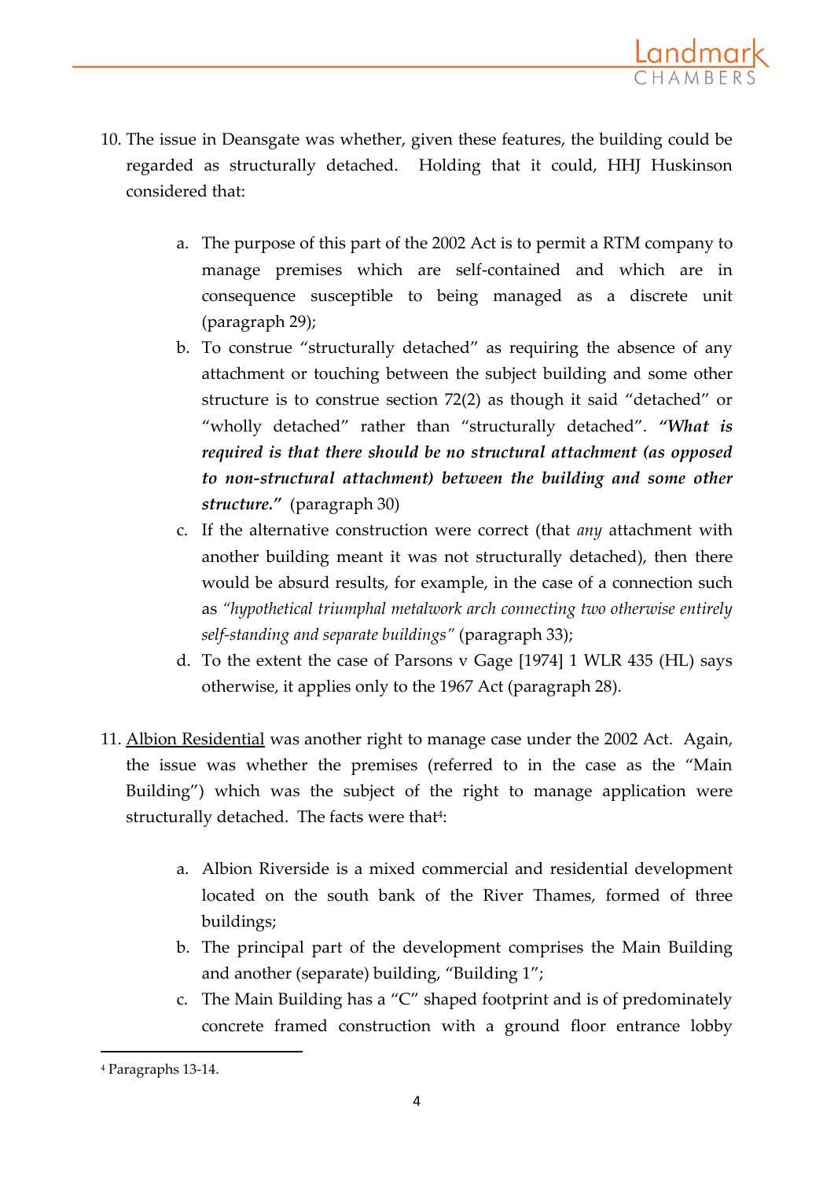10. The issue in Deansgate was whether, given these features, the building could be regarded as structurally detached. Holding that it could, HHJ Huskinson considered that:

    a. The purpose of this part of the 2002 Act is to permit a RTM company to manage premises which are self-contained and which are in consequence susceptible to being managed as a discrete unit (paragraph 29);
    b. To construe "structurally detached" as requiring the absence of any attachment or touching between the subject building and some other structure is to construe section 72(2) as though it said "detached" or "wholly detached" rather than "structurally detached". ***"What is required is that there should be no structural attachment (as opposed to non-structural attachment) between the building and some other structure."*** (paragraph 30)
    c. If the alternative construction were correct (that *any* attachment with another building meant it was not structurally detached), then there would be absurd results, for example, in the case of a connection such as *"hypothetical triumphal metalwork arch connecting two otherwise entirely self-standing and separate buildings"* (paragraph 33);
    d. To the extent the case of Parsons v Gage [1974] 1 WLR 435 (HL) says otherwise, it applies only to the 1967 Act (paragraph 28).

11. Albion Residential was another right to manage case under the 2002 Act. Again, the issue was whether the premises (referred to in the case as the "Main Building") which was the subject of the right to manage application were structurally detached. The facts were that[4]:

    a. Albion Riverside is a mixed commercial and residential development located on the south bank of the River Thames, formed of three buildings;
    b. The principal part of the development comprises the Main Building and another (separate) building, "Building 1";
    c. The Main Building has a "C" shaped footprint and is of predominately concrete framed construction with a ground floor entrance lobby

[4] Paragraphs 13-14.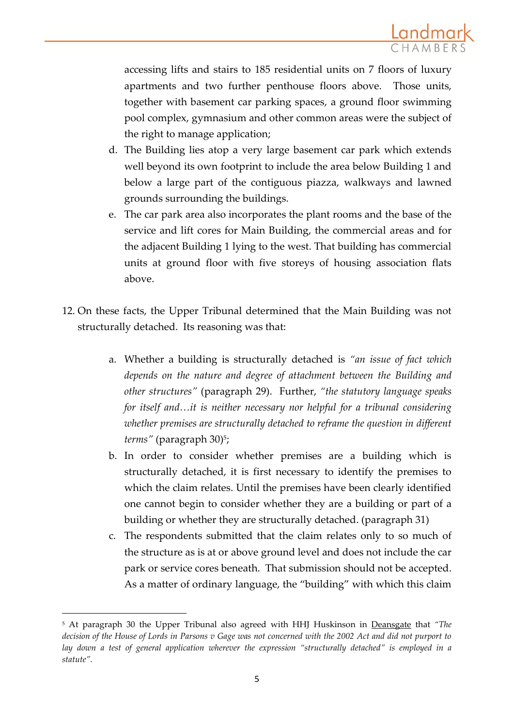accessing lifts and stairs to 185 residential units on 7 floors of luxury apartments and two further penthouse floors above. Those units, together with basement car parking spaces, a ground floor swimming pool complex, gymnasium and other common areas were the subject of the right to manage application;

d. The Building lies atop a very large basement car park which extends well beyond its own footprint to include the area below Building 1 and below a large part of the contiguous piazza, walkways and lawned grounds surrounding the buildings.

e. The car park area also incorporates the plant rooms and the base of the service and lift cores for Main Building, the commercial areas and for the adjacent Building 1 lying to the west. That building has commercial units at ground floor with five storeys of housing association flats above.

12. On these facts, the Upper Tribunal determined that the Main Building was not structurally detached. Its reasoning was that:

a. Whether a building is structurally detached is *"an issue of fact which depends on the nature and degree of attachment between the Building and other structures"* (paragraph 29). Further, *"the statutory language speaks for itself and…it is neither necessary nor helpful for a tribunal considering whether premises are structurally detached to reframe the question in different terms"* (paragraph 30)[5];

b. In order to consider whether premises are a building which is structurally detached, it is first necessary to identify the premises to which the claim relates. Until the premises have been clearly identified one cannot begin to consider whether they are a building or part of a building or whether they are structurally detached. (paragraph 31)

c. The respondents submitted that the claim relates only to so much of the structure as is at or above ground level and does not include the car park or service cores beneath. That submission should not be accepted. As a matter of ordinary language, the "building" with which this claim

---

[5] At paragraph 30 the Upper Tribunal also agreed with HHJ Huskinson in Deansgate that *"The decision of the House of Lords in Parsons v Gage was not concerned with the 2002 Act and did not purport to lay down a test of general application wherever the expression "structurally detached" is employed in a statute".*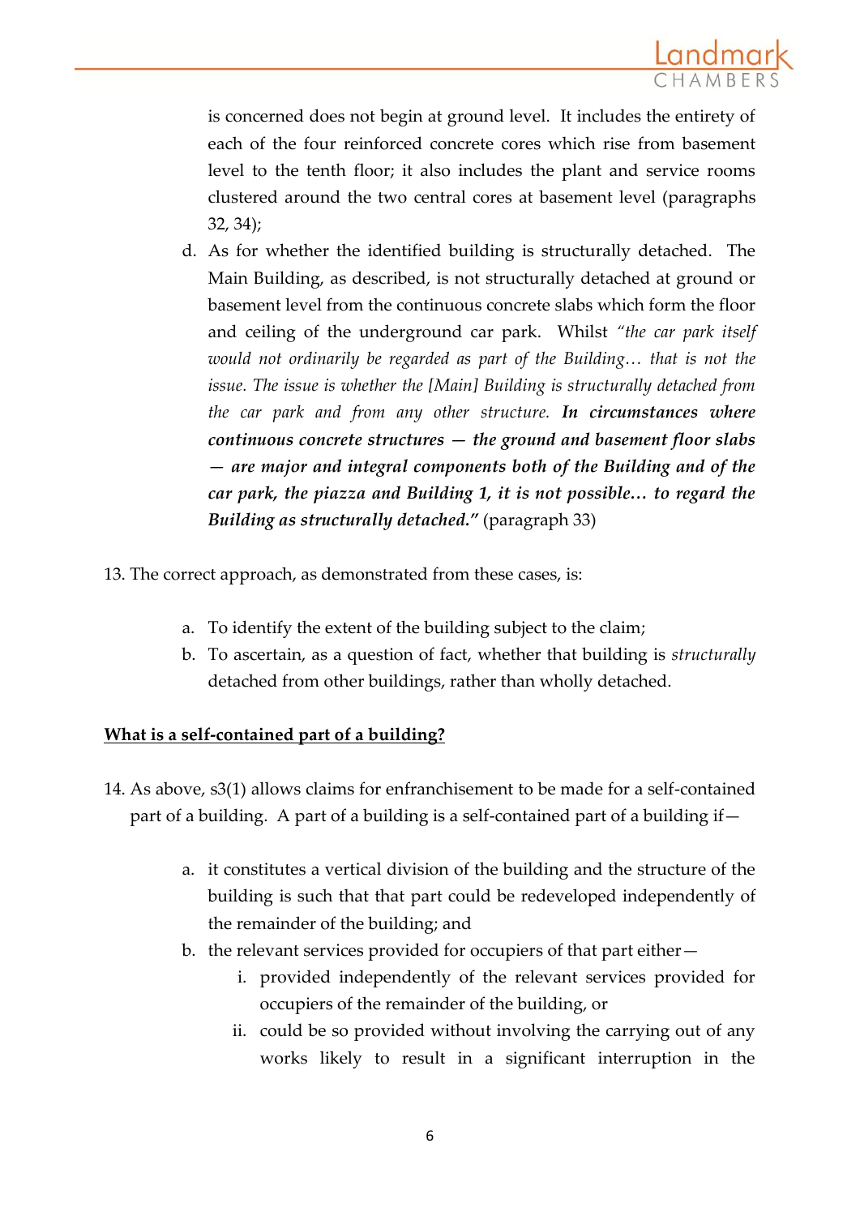is concerned does not begin at ground level. It includes the entirety of each of the four reinforced concrete cores which rise from basement level to the tenth floor; it also includes the plant and service rooms clustered around the two central cores at basement level (paragraphs 32, 34);

d. As for whether the identified building is structurally detached. The Main Building, as described, is not structurally detached at ground or basement level from the continuous concrete slabs which form the floor and ceiling of the underground car park. Whilst *"the car park itself would not ordinarily be regarded as part of the Building… that is not the issue. The issue is whether the [Main] Building is structurally detached from the car park and from any other structure.* ***In circumstances where continuous concrete structures — the ground and basement floor slabs — are major and integral components both of the Building and of the car park, the piazza and Building 1, it is not possible… to regard the Building as structurally detached."*** (paragraph 33)

13. The correct approach, as demonstrated from these cases, is:

    a. To identify the extent of the building subject to the claim;
    b. To ascertain, as a question of fact, whether that building is *structurally* detached from other buildings, rather than wholly detached.

**<u>What is a self-contained part of a building?</u>**

14. As above, s3(1) allows claims for enfranchisement to be made for a self-contained part of a building. A part of a building is a self-contained part of a building if—

    a. it constitutes a vertical division of the building and the structure of the building is such that that part could be redeveloped independently of the remainder of the building; and
    b. the relevant services provided for occupiers of that part either—
        i. provided independently of the relevant services provided for occupiers of the remainder of the building, or
        ii. could be so provided without involving the carrying out of any works likely to result in a significant interruption in the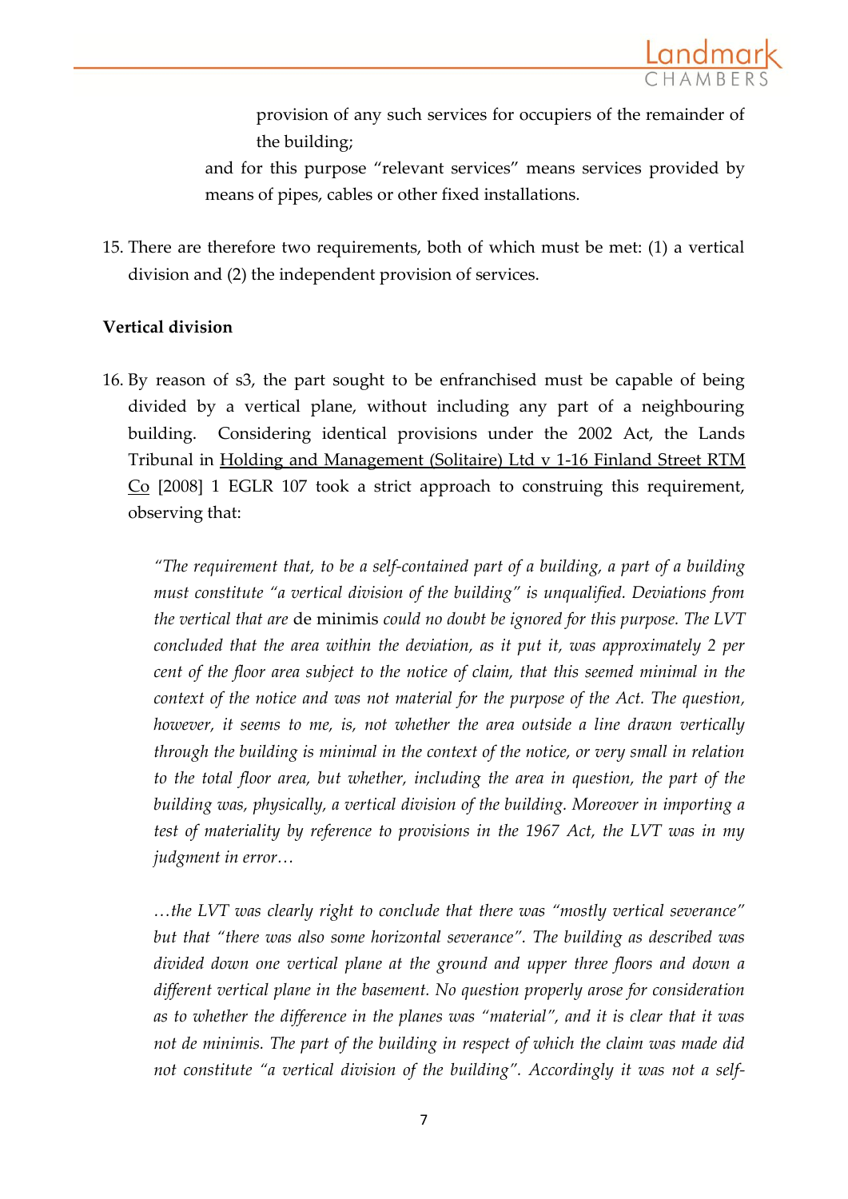provision of any such services for occupiers of the remainder of the building;

and for this purpose "relevant services" means services provided by means of pipes, cables or other fixed installations.

15. There are therefore two requirements, both of which must be met: (1) a vertical division and (2) the independent provision of services.

**Vertical division**

16. By reason of s3, the part sought to be enfranchised must be capable of being divided by a vertical plane, without including any part of a neighbouring building. Considering identical provisions under the 2002 Act, the Lands Tribunal in Holding and Management (Solitaire) Ltd v 1-16 Finland Street RTM Co [2008] 1 EGLR 107 took a strict approach to construing this requirement, observing that:

*"The requirement that, to be a self-contained part of a building, a part of a building must constitute "a vertical division of the building" is unqualified. Deviations from the vertical that are* de minimis *could no doubt be ignored for this purpose. The LVT concluded that the area within the deviation, as it put it, was approximately 2 per cent of the floor area subject to the notice of claim, that this seemed minimal in the context of the notice and was not material for the purpose of the Act. The question, however, it seems to me, is, not whether the area outside a line drawn vertically through the building is minimal in the context of the notice, or very small in relation to the total floor area, but whether, including the area in question, the part of the building was, physically, a vertical division of the building. Moreover in importing a test of materiality by reference to provisions in the 1967 Act, the LVT was in my judgment in error…*

*…the LVT was clearly right to conclude that there was "mostly vertical severance" but that "there was also some horizontal severance". The building as described was divided down one vertical plane at the ground and upper three floors and down a different vertical plane in the basement. No question properly arose for consideration as to whether the difference in the planes was "material", and it is clear that it was not de minimis. The part of the building in respect of which the claim was made did not constitute "a vertical division of the building". Accordingly it was not a self-*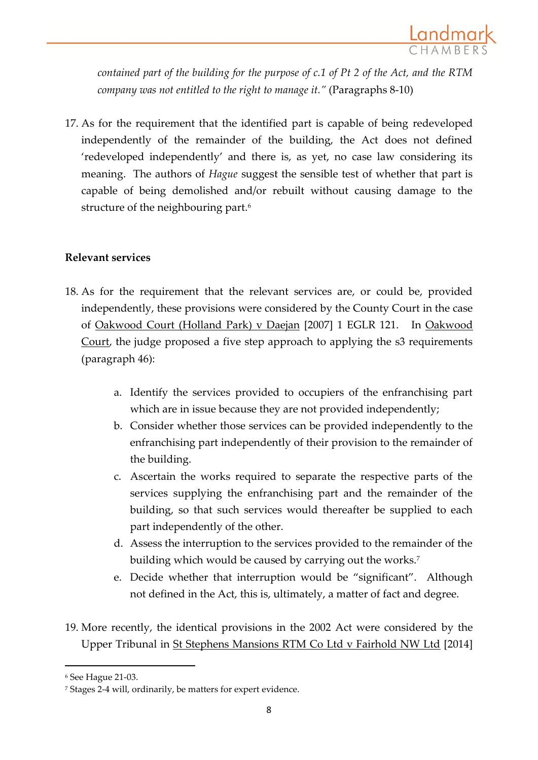*contained part of the building for the purpose of c.1 of Pt 2 of the Act, and the RTM company was not entitled to the right to manage it."* (Paragraphs 8-10)

17. As for the requirement that the identified part is capable of being redeveloped independently of the remainder of the building, the Act does not defined 'redeveloped independently' and there is, as yet, no case law considering its meaning. The authors of *Hague* suggest the sensible test of whether that part is capable of being demolished and/or rebuilt without causing damage to the structure of the neighbouring part.[6]

**Relevant services**

18. As for the requirement that the relevant services are, or could be, provided independently, these provisions were considered by the County Court in the case of Oakwood Court (Holland Park) v Daejan [2007] 1 EGLR 121. In Oakwood Court, the judge proposed a five step approach to applying the s3 requirements (paragraph 46):

    a. Identify the services provided to occupiers of the enfranchising part which are in issue because they are not provided independently;
    b. Consider whether those services can be provided independently to the enfranchising part independently of their provision to the remainder of the building.
    c. Ascertain the works required to separate the respective parts of the services supplying the enfranchising part and the remainder of the building, so that such services would thereafter be supplied to each part independently of the other.
    d. Assess the interruption to the services provided to the remainder of the building which would be caused by carrying out the works.[7]
    e. Decide whether that interruption would be "significant". Although not defined in the Act, this is, ultimately, a matter of fact and degree.

19. More recently, the identical provisions in the 2002 Act were considered by the Upper Tribunal in St Stephens Mansions RTM Co Ltd v Fairhold NW Ltd [2014]

[6] See Hague 21-03.

[7] Stages 2-4 will, ordinarily, be matters for expert evidence.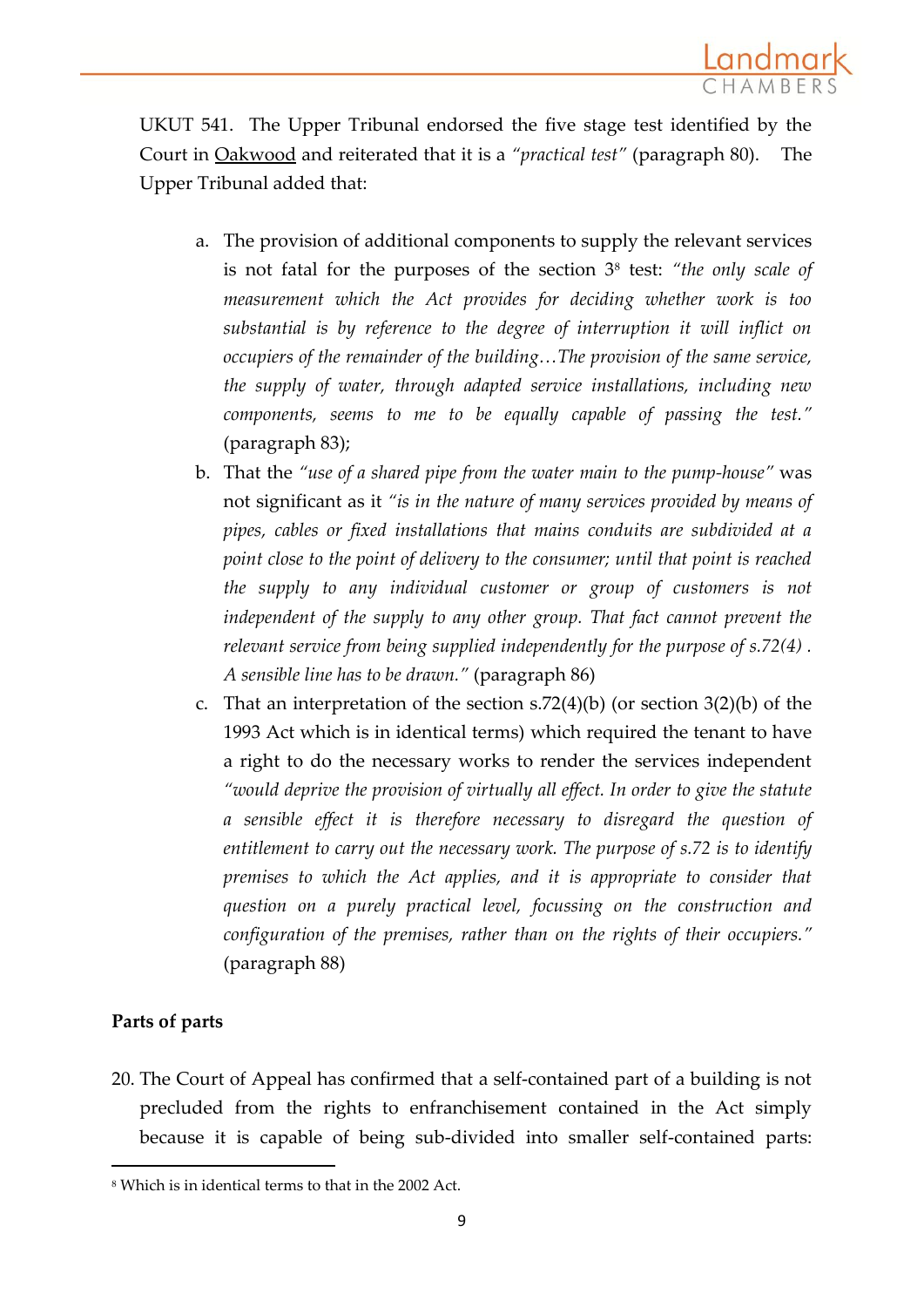UKUT 541. The Upper Tribunal endorsed the five stage test identified by the Court in Oakwood and reiterated that it is a *"practical test"* (paragraph 80). The Upper Tribunal added that:

a. The provision of additional components to supply the relevant services is not fatal for the purposes of the section 3[8] test: *"the only scale of measurement which the Act provides for deciding whether work is too substantial is by reference to the degree of interruption it will inflict on occupiers of the remainder of the building…The provision of the same service, the supply of water, through adapted service installations, including new components, seems to me to be equally capable of passing the test."* (paragraph 83);

b. That the *"use of a shared pipe from the water main to the pump-house"* was not significant as it *"is in the nature of many services provided by means of pipes, cables or fixed installations that mains conduits are subdivided at a point close to the point of delivery to the consumer; until that point is reached the supply to any individual customer or group of customers is not independent of the supply to any other group. That fact cannot prevent the relevant service from being supplied independently for the purpose of s.72(4) . A sensible line has to be drawn."* (paragraph 86)

c. That an interpretation of the section s.72(4)(b) (or section 3(2)(b) of the 1993 Act which is in identical terms) which required the tenant to have a right to do the necessary works to render the services independent *"would deprive the provision of virtually all effect. In order to give the statute a sensible effect it is therefore necessary to disregard the question of entitlement to carry out the necessary work. The purpose of s.72 is to identify premises to which the Act applies, and it is appropriate to consider that question on a purely practical level, focussing on the construction and configuration of the premises, rather than on the rights of their occupiers."* (paragraph 88)

**Parts of parts**

20. The Court of Appeal has confirmed that a self-contained part of a building is not precluded from the rights to enfranchisement contained in the Act simply because it is capable of being sub-divided into smaller self-contained parts:

[8] Which is in identical terms to that in the 2002 Act.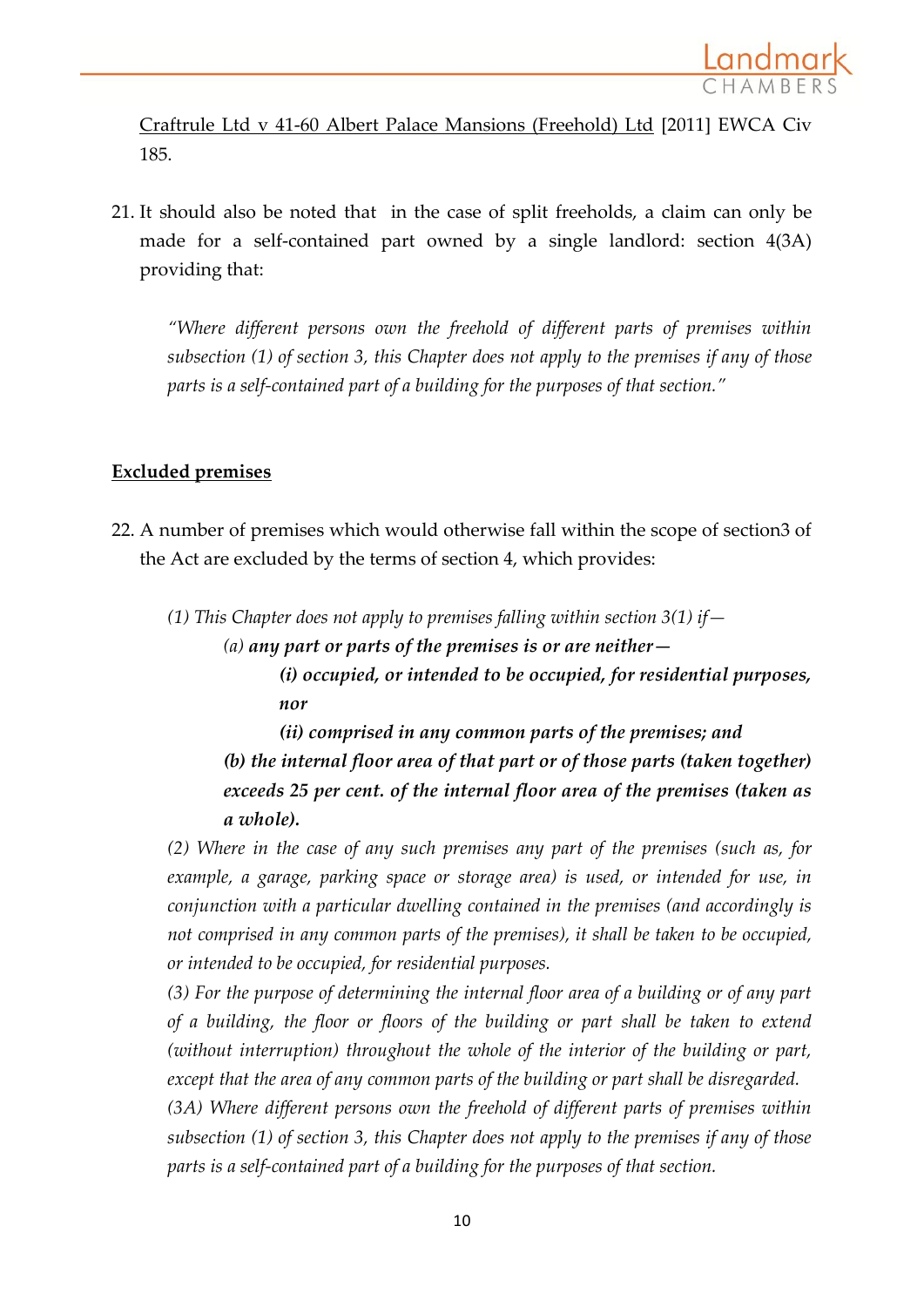Craftrule Ltd v 41-60 Albert Palace Mansions (Freehold) Ltd [2011] EWCA Civ 185.

21. It should also be noted that in the case of split freeholds, a claim can only be made for a self-contained part owned by a single landlord: section 4(3A) providing that:

> *"Where different persons own the freehold of different parts of premises within subsection (1) of section 3, this Chapter does not apply to the premises if any of those parts is a self-contained part of a building for the purposes of that section."*

**Excluded premises**

22. A number of premises which would otherwise fall within the scope of section3 of the Act are excluded by the terms of section 4, which provides:

> *(1) This Chapter does not apply to premises falling within section 3(1) if—*
>
> *(a)* ***any part or parts of the premises is or are neither—***
>
> ***(i) occupied, or intended to be occupied, for residential purposes, nor***
>
> ***(ii) comprised in any common parts of the premises; and***
>
> ***(b) the internal floor area of that part or of those parts (taken together) exceeds 25 per cent. of the internal floor area of the premises (taken as a whole).***
>
> *(2) Where in the case of any such premises any part of the premises (such as, for example, a garage, parking space or storage area) is used, or intended for use, in conjunction with a particular dwelling contained in the premises (and accordingly is not comprised in any common parts of the premises), it shall be taken to be occupied, or intended to be occupied, for residential purposes.*
>
> *(3) For the purpose of determining the internal floor area of a building or of any part of a building, the floor or floors of the building or part shall be taken to extend (without interruption) throughout the whole of the interior of the building or part, except that the area of any common parts of the building or part shall be disregarded.*
>
> *(3A) Where different persons own the freehold of different parts of premises within subsection (1) of section 3, this Chapter does not apply to the premises if any of those parts is a self-contained part of a building for the purposes of that section.*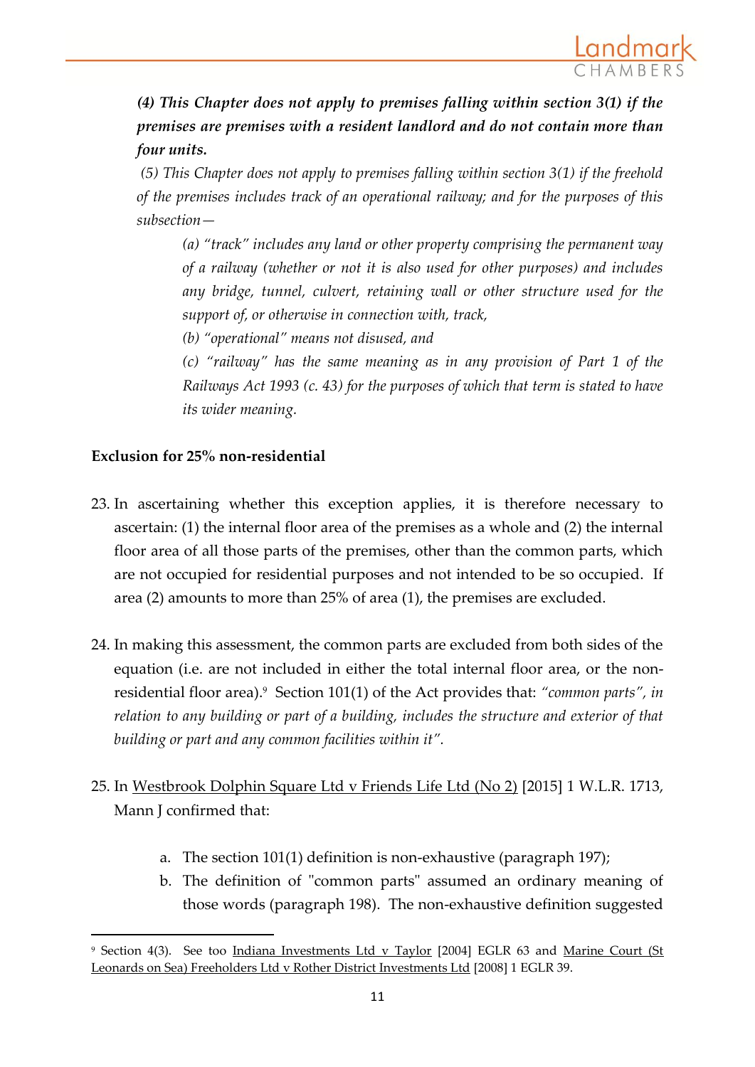***(4) This Chapter does not apply to premises falling within section 3(1) if the premises are premises with a resident landlord and do not contain more than four units.***

*(5) This Chapter does not apply to premises falling within section 3(1) if the freehold of the premises includes track of an operational railway; and for the purposes of this subsection—*

> *(a) "track" includes any land or other property comprising the permanent way of a railway (whether or not it is also used for other purposes) and includes any bridge, tunnel, culvert, retaining wall or other structure used for the support of, or otherwise in connection with, track,*
>
> *(b) "operational" means not disused, and*
>
> *(c) "railway" has the same meaning as in any provision of Part 1 of the Railways Act 1993 (c. 43) for the purposes of which that term is stated to have its wider meaning.*

**Exclusion for 25% non-residential**

23. In ascertaining whether this exception applies, it is therefore necessary to ascertain: (1) the internal floor area of the premises as a whole and (2) the internal floor area of all those parts of the premises, other than the common parts, which are not occupied for residential purposes and not intended to be so occupied. If area (2) amounts to more than 25% of area (1), the premises are excluded.

24. In making this assessment, the common parts are excluded from both sides of the equation (i.e. are not included in either the total internal floor area, or the non-residential floor area).[9] Section 101(1) of the Act provides that: *"common parts", in relation to any building or part of a building, includes the structure and exterior of that building or part and any common facilities within it".*

25. In Westbrook Dolphin Square Ltd v Friends Life Ltd (No 2) [2015] 1 W.L.R. 1713, Mann J confirmed that:

    a. The section 101(1) definition is non-exhaustive (paragraph 197);

    b. The definition of "common parts" assumed an ordinary meaning of those words (paragraph 198). The non-exhaustive definition suggested

---

[9] Section 4(3). See too Indiana Investments Ltd v Taylor [2004] EGLR 63 and Marine Court (St Leonards on Sea) Freeholders Ltd v Rother District Investments Ltd [2008] 1 EGLR 39.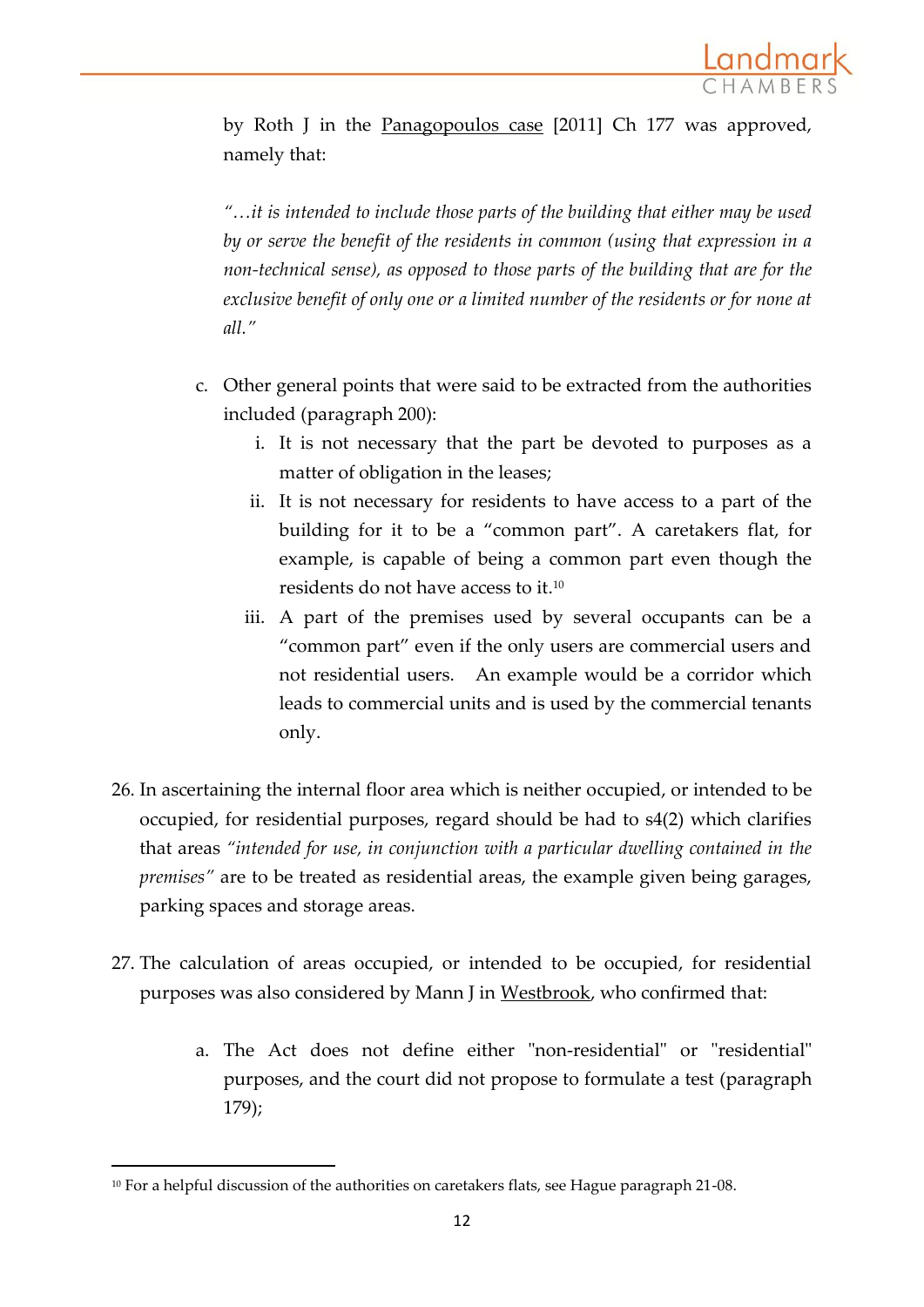by Roth J in the Panagopoulos case [2011] Ch 177 was approved, namely that:

> *"…it is intended to include those parts of the building that either may be used by or serve the benefit of the residents in common (using that expression in a non-technical sense), as opposed to those parts of the building that are for the exclusive benefit of only one or a limited number of the residents or for none at all."*

c. Other general points that were said to be extracted from the authorities included (paragraph 200):
   i. It is not necessary that the part be devoted to purposes as a matter of obligation in the leases;
   ii. It is not necessary for residents to have access to a part of the building for it to be a "common part". A caretakers flat, for example, is capable of being a common part even though the residents do not have access to it.[10]
   iii. A part of the premises used by several occupants can be a "common part" even if the only users are commercial users and not residential users. An example would be a corridor which leads to commercial units and is used by the commercial tenants only.

26. In ascertaining the internal floor area which is neither occupied, or intended to be occupied, for residential purposes, regard should be had to s4(2) which clarifies that areas *"intended for use, in conjunction with a particular dwelling contained in the premises"* are to be treated as residential areas, the example given being garages, parking spaces and storage areas.

27. The calculation of areas occupied, or intended to be occupied, for residential purposes was also considered by Mann J in Westbrook, who confirmed that:

    a. The Act does not define either "non-residential" or "residential" purposes, and the court did not propose to formulate a test (paragraph 179);

---

[10] For a helpful discussion of the authorities on caretakers flats, see Hague paragraph 21-08.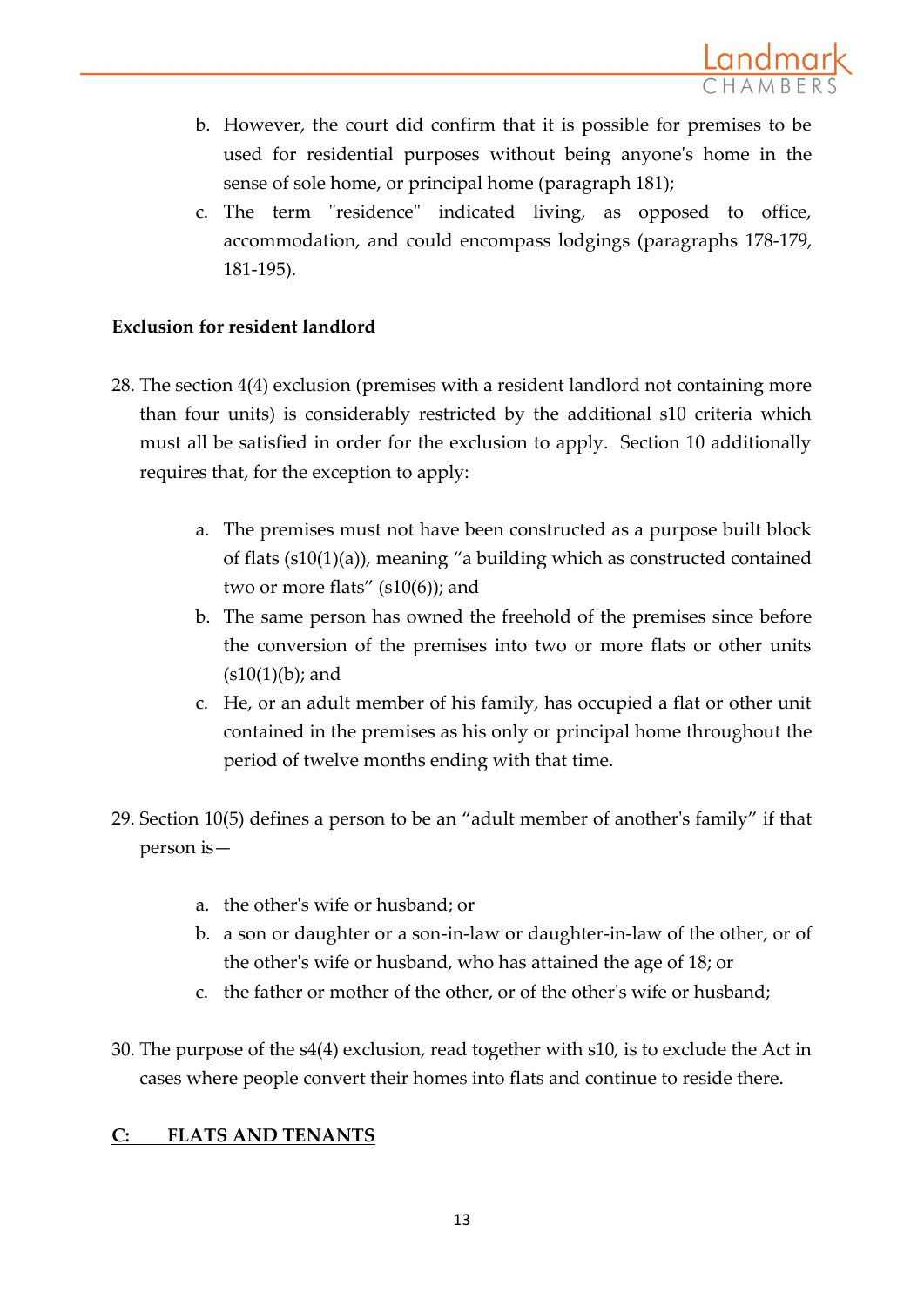b. However, the court did confirm that it is possible for premises to be used for residential purposes without being anyone's home in the sense of sole home, or principal home (paragraph 181);

c. The term "residence" indicated living, as opposed to office, accommodation, and could encompass lodgings (paragraphs 178-179, 181-195).

**Exclusion for resident landlord**

28. The section 4(4) exclusion (premises with a resident landlord not containing more than four units) is considerably restricted by the additional s10 criteria which must all be satisfied in order for the exclusion to apply. Section 10 additionally requires that, for the exception to apply:

    a. The premises must not have been constructed as a purpose built block of flats (s10(1)(a)), meaning "a building which as constructed contained two or more flats" (s10(6)); and

    b. The same person has owned the freehold of the premises since before the conversion of the premises into two or more flats or other units (s10(1)(b); and

    c. He, or an adult member of his family, has occupied a flat or other unit contained in the premises as his only or principal home throughout the period of twelve months ending with that time.

29. Section 10(5) defines a person to be an "adult member of another's family" if that person is—

    a. the other's wife or husband; or

    b. a son or daughter or a son-in-law or daughter-in-law of the other, or of the other's wife or husband, who has attained the age of 18; or

    c. the father or mother of the other, or of the other's wife or husband;

30. The purpose of the s4(4) exclusion, read together with s10, is to exclude the Act in cases where people convert their homes into flats and continue to reside there.

## C: FLATS AND TENANTS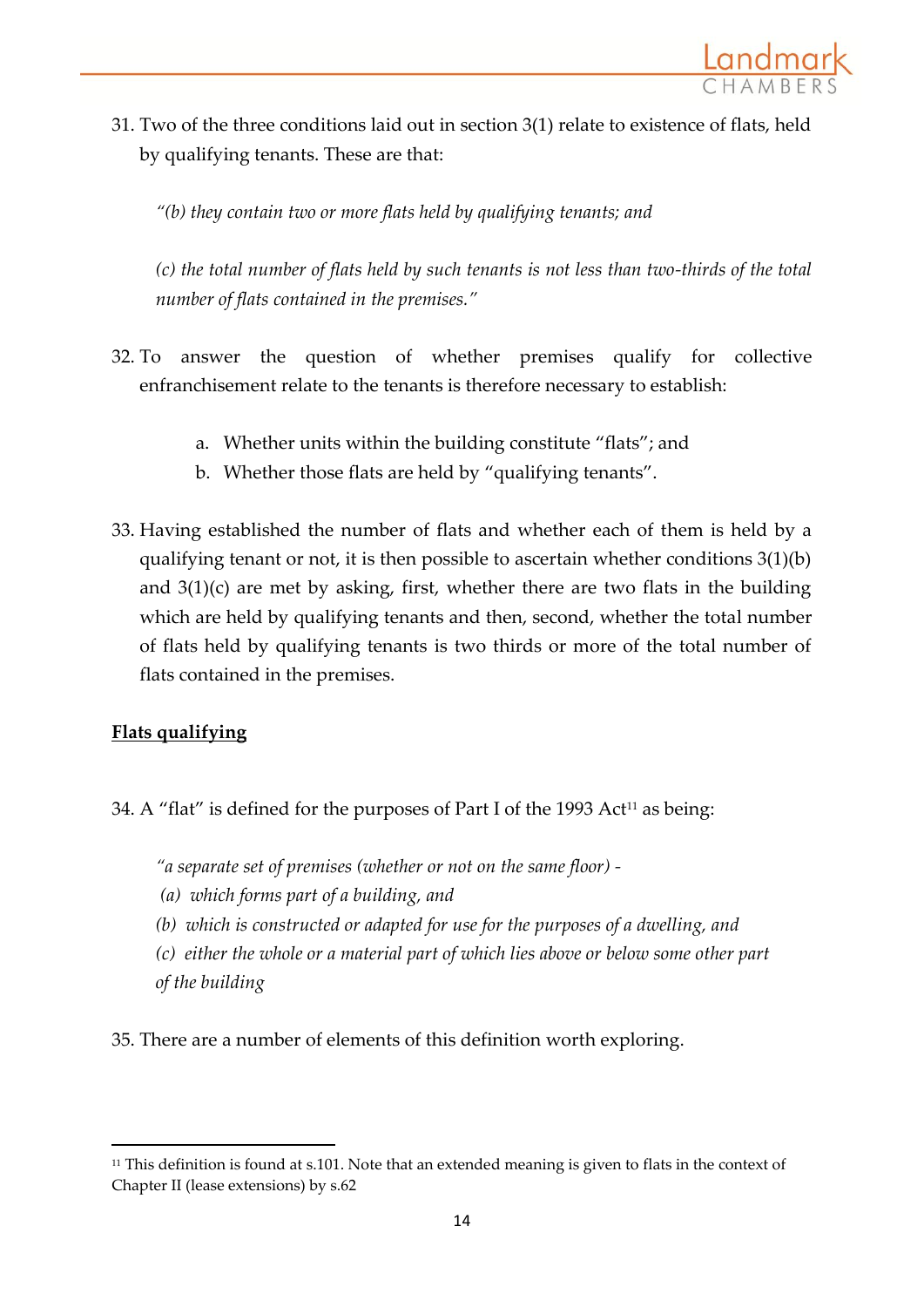31. Two of the three conditions laid out in section 3(1) relate to existence of flats, held by qualifying tenants. These are that:

    *"(b) they contain two or more flats held by qualifying tenants; and*

    *(c) the total number of flats held by such tenants is not less than two-thirds of the total number of flats contained in the premises."*

32. To answer the question of whether premises qualify for collective enfranchisement relate to the tenants is therefore necessary to establish:

    a. Whether units within the building constitute "flats"; and
    b. Whether those flats are held by "qualifying tenants".

33. Having established the number of flats and whether each of them is held by a qualifying tenant or not, it is then possible to ascertain whether conditions 3(1)(b) and 3(1)(c) are met by asking, first, whether there are two flats in the building which are held by qualifying tenants and then, second, whether the total number of flats held by qualifying tenants is two thirds or more of the total number of flats contained in the premises.

<u>**Flats qualifying**</u>

34. A "flat" is defined for the purposes of Part I of the 1993 Act[11] as being:

    *"a separate set of premises (whether or not on the same floor) -*
    *(a) which forms part of a building, and*
    *(b) which is constructed or adapted for use for the purposes of a dwelling, and*
    *(c) either the whole or a material part of which lies above or below some other part of the building*

35. There are a number of elements of this definition worth exploring.

---

[11] This definition is found at s.101. Note that an extended meaning is given to flats in the context of Chapter II (lease extensions) by s.62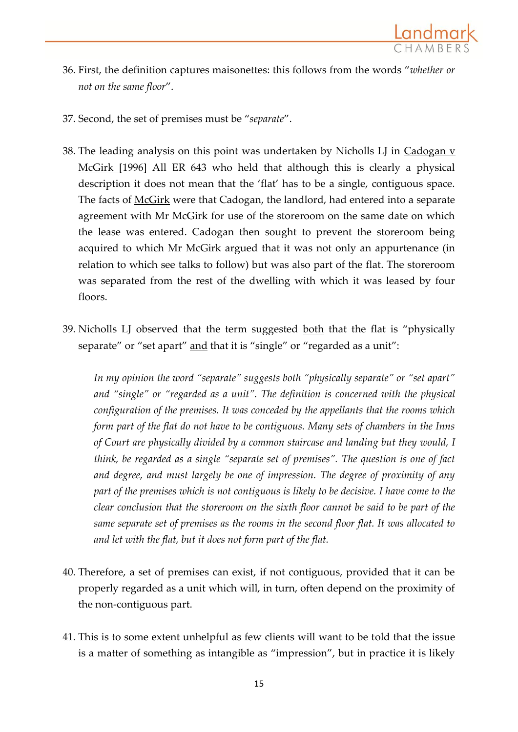36. First, the definition captures maisonettes: this follows from the words "*whether or not on the same floor*".

37. Second, the set of premises must be "*separate*".

38. The leading analysis on this point was undertaken by Nicholls LJ in Cadogan v McGirk [1996] All ER 643 who held that although this is clearly a physical description it does not mean that the 'flat' has to be a single, contiguous space. The facts of McGirk were that Cadogan, the landlord, had entered into a separate agreement with Mr McGirk for use of the storeroom on the same date on which the lease was entered. Cadogan then sought to prevent the storeroom being acquired to which Mr McGirk argued that it was not only an appurtenance (in relation to which see talks to follow) but was also part of the flat. The storeroom was separated from the rest of the dwelling with which it was leased by four floors.

39. Nicholls LJ observed that the term suggested both that the flat is "physically separate" or "set apart" and that it is "single" or "regarded as a unit":

    > *In my opinion the word "separate" suggests both "physically separate" or "set apart" and "single" or "regarded as a unit". The definition is concerned with the physical configuration of the premises. It was conceded by the appellants that the rooms which form part of the flat do not have to be contiguous. Many sets of chambers in the Inns of Court are physically divided by a common staircase and landing but they would, I think, be regarded as a single "separate set of premises". The question is one of fact and degree, and must largely be one of impression. The degree of proximity of any part of the premises which is not contiguous is likely to be decisive. I have come to the clear conclusion that the storeroom on the sixth floor cannot be said to be part of the same separate set of premises as the rooms in the second floor flat. It was allocated to and let with the flat, but it does not form part of the flat.*

40. Therefore, a set of premises can exist, if not contiguous, provided that it can be properly regarded as a unit which will, in turn, often depend on the proximity of the non-contiguous part.

41. This is to some extent unhelpful as few clients will want to be told that the issue is a matter of something as intangible as "impression", but in practice it is likely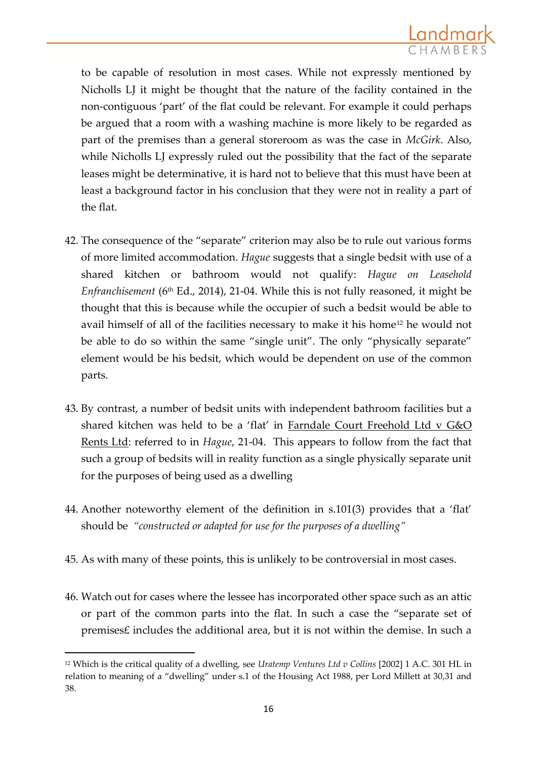to be capable of resolution in most cases. While not expressly mentioned by Nicholls LJ it might be thought that the nature of the facility contained in the non-contiguous 'part' of the flat could be relevant. For example it could perhaps be argued that a room with a washing machine is more likely to be regarded as part of the premises than a general storeroom as was the case in *McGirk*. Also, while Nicholls LJ expressly ruled out the possibility that the fact of the separate leases might be determinative, it is hard not to believe that this must have been at least a background factor in his conclusion that they were not in reality a part of the flat.

42. The consequence of the "separate" criterion may also be to rule out various forms of more limited accommodation. *Hague* suggests that a single bedsit with use of a shared kitchen or bathroom would not qualify: *Hague on Leasehold Enfranchisement* (6th Ed., 2014), 21-04. While this is not fully reasoned, it might be thought that this is because while the occupier of such a bedsit would be able to avail himself of all of the facilities necessary to make it his home[12] he would not be able to do so within the same "single unit". The only "physically separate" element would be his bedsit, which would be dependent on use of the common parts.

43. By contrast, a number of bedsit units with independent bathroom facilities but a shared kitchen was held to be a 'flat' in <u>Farndale Court Freehold Ltd v G&O Rents Ltd</u>: referred to in *Hague*, 21-04. This appears to follow from the fact that such a group of bedsits will in reality function as a single physically separate unit for the purposes of being used as a dwelling

44. Another noteworthy element of the definition in s.101(3) provides that a 'flat' should be *"constructed or adapted for use for the purposes of a dwelling"*

45. As with many of these points, this is unlikely to be controversial in most cases.

46. Watch out for cases where the lessee has incorporated other space such as an attic or part of the common parts into the flat. In such a case the "separate set of premises£ includes the additional area, but it is not within the demise. In such a

---

[12] Which is the critical quality of a dwelling, see *Uratemp Ventures Ltd v Collins* [2002] 1 A.C. 301 HL in relation to meaning of a "dwelling" under s.1 of the Housing Act 1988, per Lord Millett at 30,31 and 38.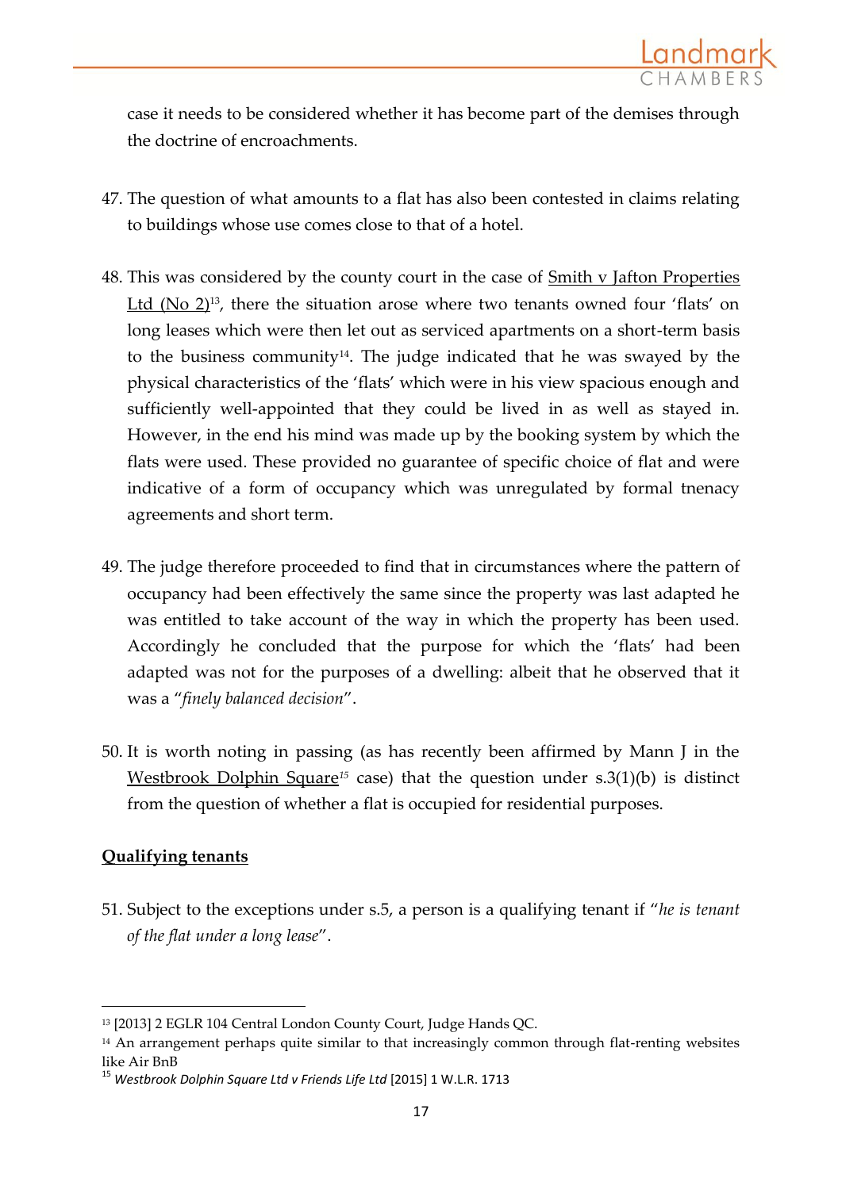case it needs to be considered whether it has become part of the demises through the doctrine of encroachments.

47. The question of what amounts to a flat has also been contested in claims relating to buildings whose use comes close to that of a hotel.

48. This was considered by the county court in the case of Smith v Jafton Properties Ltd (No 2)[13], there the situation arose where two tenants owned four 'flats' on long leases which were then let out as serviced apartments on a short-term basis to the business community[14]. The judge indicated that he was swayed by the physical characteristics of the 'flats' which were in his view spacious enough and sufficiently well-appointed that they could be lived in as well as stayed in. However, in the end his mind was made up by the booking system by which the flats were used. These provided no guarantee of specific choice of flat and were indicative of a form of occupancy which was unregulated by formal tnenacy agreements and short term.

49. The judge therefore proceeded to find that in circumstances where the pattern of occupancy had been effectively the same since the property was last adapted he was entitled to take account of the way in which the property has been used. Accordingly he concluded that the purpose for which the 'flats' had been adapted was not for the purposes of a dwelling: albeit that he observed that it was a "*finely balanced decision*".

50. It is worth noting in passing (as has recently been affirmed by Mann J in the Westbrook Dolphin Square[15] case) that the question under s.3(1)(b) is distinct from the question of whether a flat is occupied for residential purposes.

**Qualifying tenants**

51. Subject to the exceptions under s.5, a person is a qualifying tenant if "*he is tenant of the flat under a long lease*".

---

[13] [2013] 2 EGLR 104 Central London County Court, Judge Hands QC.

[14] An arrangement perhaps quite similar to that increasingly common through flat-renting websites like Air BnB

[15] *Westbrook Dolphin Square Ltd v Friends Life Ltd* [2015] 1 W.L.R. 1713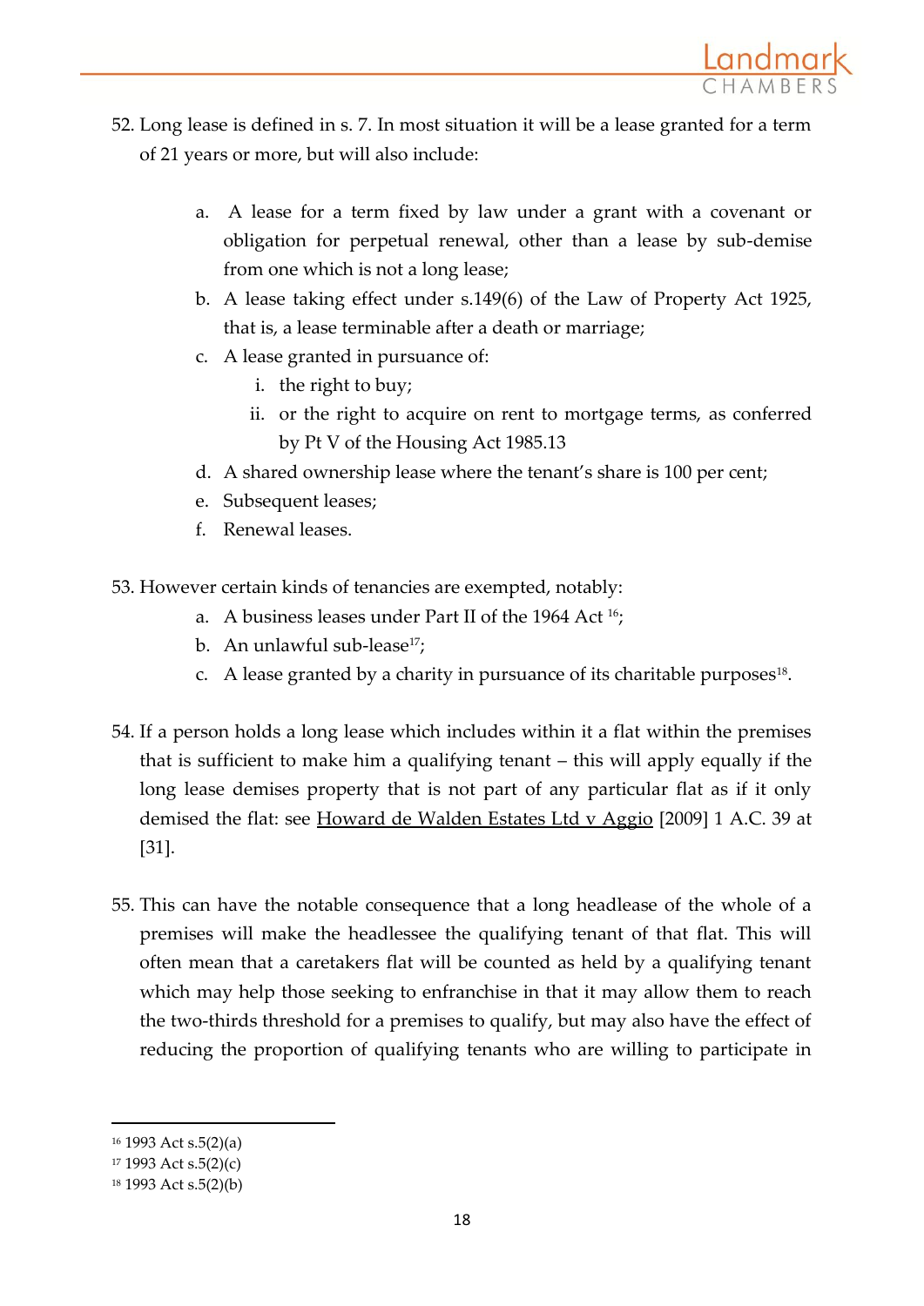52. Long lease is defined in s. 7. In most situation it will be a lease granted for a term of 21 years or more, but will also include:

    a. A lease for a term fixed by law under a grant with a covenant or obligation for perpetual renewal, other than a lease by sub-demise from one which is not a long lease;
    b. A lease taking effect under s.149(6) of the Law of Property Act 1925, that is, a lease terminable after a death or marriage;
    c. A lease granted in pursuance of:
        i. the right to buy;
        ii. or the right to acquire on rent to mortgage terms, as conferred by Pt V of the Housing Act 1985.13
    d. A shared ownership lease where the tenant's share is 100 per cent;
    e. Subsequent leases;
    f. Renewal leases.

53. However certain kinds of tenancies are exempted, notably:
    a. A business leases under Part II of the 1964 Act [16];
    b. An unlawful sub-lease[17];
    c. A lease granted by a charity in pursuance of its charitable purposes[18].

54. If a person holds a long lease which includes within it a flat within the premises that is sufficient to make him a qualifying tenant – this will apply equally if the long lease demises property that is not part of any particular flat as if it only demised the flat: see Howard de Walden Estates Ltd v Aggio [2009] 1 A.C. 39 at [31].

55. This can have the notable consequence that a long headlease of the whole of a premises will make the headlessee the qualifying tenant of that flat. This will often mean that a caretakers flat will be counted as held by a qualifying tenant which may help those seeking to enfranchise in that it may allow them to reach the two-thirds threshold for a premises to qualify, but may also have the effect of reducing the proportion of qualifying tenants who are willing to participate in

---

[16] 1993 Act s.5(2)(a)
[17] 1993 Act s.5(2)(c)
[18] 1993 Act s.5(2)(b)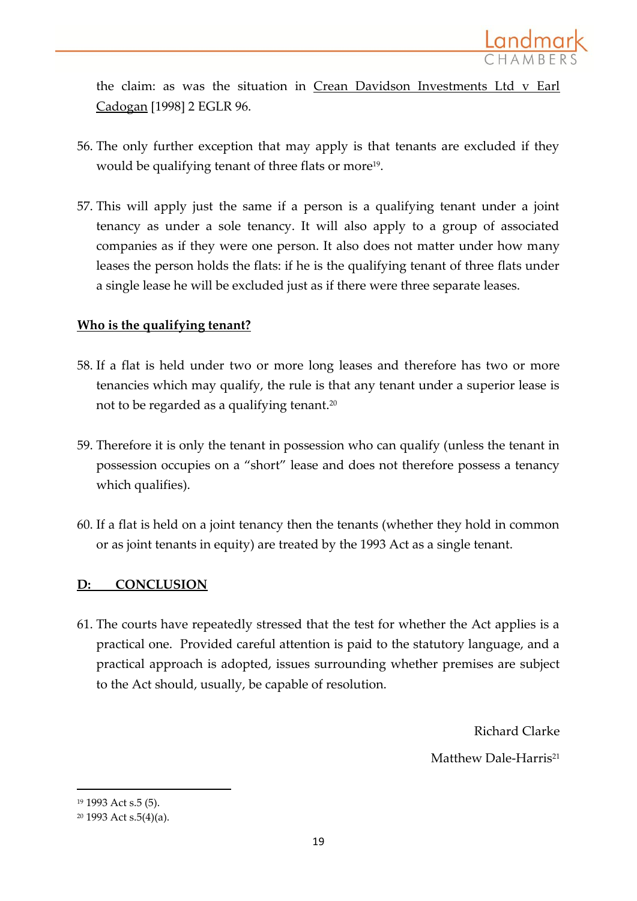the claim: as was the situation in Crean Davidson Investments Ltd v Earl Cadogan [1998] 2 EGLR 96.

56. The only further exception that may apply is that tenants are excluded if they would be qualifying tenant of three flats or more[19].

57. This will apply just the same if a person is a qualifying tenant under a joint tenancy as under a sole tenancy. It will also apply to a group of associated companies as if they were one person. It also does not matter under how many leases the person holds the flats: if he is the qualifying tenant of three flats under a single lease he will be excluded just as if there were three separate leases.

**Who is the qualifying tenant?**

58. If a flat is held under two or more long leases and therefore has two or more tenancies which may qualify, the rule is that any tenant under a superior lease is not to be regarded as a qualifying tenant.[20]

59. Therefore it is only the tenant in possession who can qualify (unless the tenant in possession occupies on a "short" lease and does not therefore possess a tenancy which qualifies).

60. If a flat is held on a joint tenancy then the tenants (whether they hold in common or as joint tenants in equity) are treated by the 1993 Act as a single tenant.

## D: CONCLUSION

61. The courts have repeatedly stressed that the test for whether the Act applies is a practical one. Provided careful attention is paid to the statutory language, and a practical approach is adopted, issues surrounding whether premises are subject to the Act should, usually, be capable of resolution.

Richard Clarke

Matthew Dale-Harris[21]

---

[19] 1993 Act s.5 (5).

[20] 1993 Act s.5(4)(a).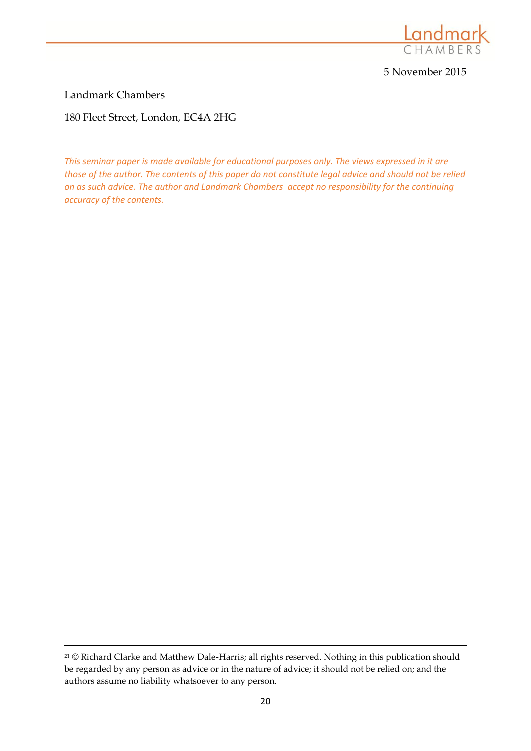5 November 2015

Landmark Chambers

180 Fleet Street, London, EC4A 2HG

*This seminar paper is made available for educational purposes only. The views expressed in it are those of the author. The contents of this paper do not constitute legal advice and should not be relied on as such advice. The author and Landmark Chambers accept no responsibility for the continuing accuracy of the contents.*

---

[21] © Richard Clarke and Matthew Dale-Harris; all rights reserved. Nothing in this publication should be regarded by any person as advice or in the nature of advice; it should not be relied on; and the authors assume no liability whatsoever to any person.